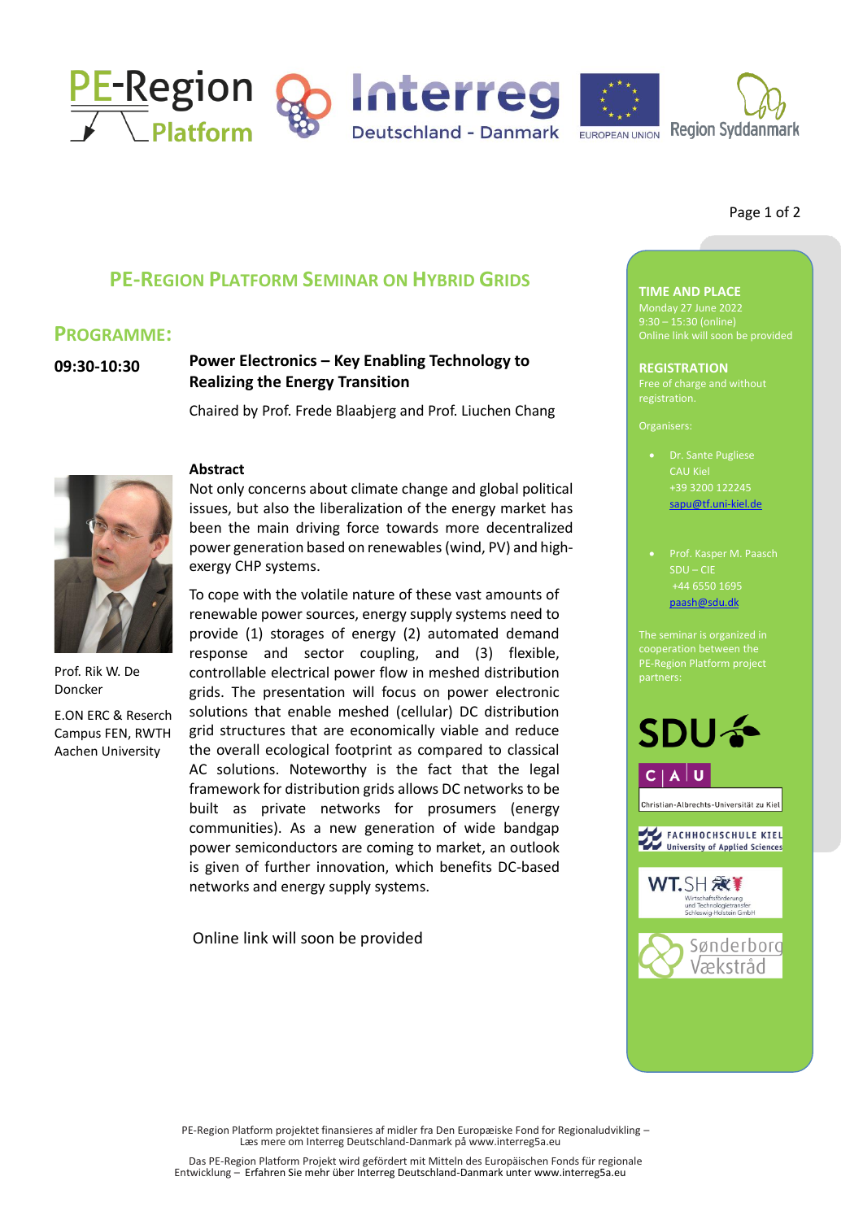# PE-Region Platform Seminar on Hybrid Grids

## Programme:

**09:30-10:30**

**Power Electronics – Key Enabling Technology to Realizing the Energy Transition**

Chaired by Prof. Frede Blaabjerg and Prof. Liuchen Chang

Prof. Rik W. De Doncker

E.ON ERC & Reserch Campus FEN, RWTH Aachen University

**Abstract**

Not only concerns about climate change and global political issues, but also the liberalization of the energy market has been the main driving force towards more decentralized power generation based on renewables (wind, PV) and high-exergy CHP systems.

To cope with the volatile nature of these vast amounts of renewable power sources, energy supply systems need to provide (1) storages of energy (2) automated demand response and sector coupling, and (3) flexible, controllable electrical power flow in meshed distribution grids. The presentation will focus on power electronic solutions that enable meshed (cellular) DC distribution grid structures that are economically viable and reduce the overall ecological footprint as compared to classical AC solutions. Noteworthy is the fact that the legal framework for distribution grids allows DC networks to be built as private networks for prosumers (energy communities). As a new generation of wide bandgap power semiconductors are coming to market, an outlook is given of further innovation, which benefits DC-based networks and energy supply systems.

Online link will soon be provided

---

**TIME AND PLACE**

Monday 27 June 2022
9:30 – 15:30 (online)
Online link will soon be provided

**REGISTRATION**

Free of charge and without registration.

Organisers:

- Dr. Sante Pugliese
  CAU Kiel
  +39 3200 122245
  sapu@tf.uni-kiel.de

- Prof. Kasper M. Paasch
  SDU – CIE
  +44 6550 1695
  paash@sdu.dk

The seminar is organized in cooperation between the PE-Region Platform project partners:

SDU
CAU Christian-Albrechts-Universität zu Kiel
Fachhochschule Kiel University of Applied Sciences
WT.SH Wirtschaftsförderung und Technologietransfer Schleswig-Holstein GmbH
Sønderborg Vækstråd

---

PE-Region Platform projektet finansieres af midler fra Den Europæiske Fond for Regionaludvikling – Læs mere om Interreg Deutschland-Danmark på www.interreg5a.eu

Das PE-Region Platform Projekt wird gefördert mit Mitteln des Europäischen Fonds für regionale Entwicklung – Erfahren Sie mehr über Interreg Deutschland-Danmark unter www.interreg5a.eu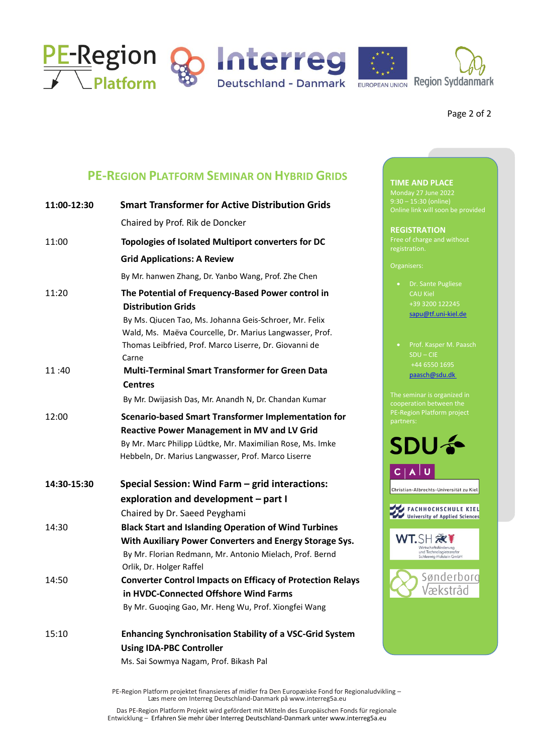## PE-REGION PLATFORM SEMINAR ON HYBRID GRIDS

**11:00-12:30** **Smart Transformer for Active Distribution Grids**

Chaired by Prof. Rik de Doncker

11:00 **Topologies of Isolated Multiport converters for DC Grid Applications: A Review**

By Mr. hanwen Zhang, Dr. Yanbo Wang, Prof. Zhe Chen

11:20 **The Potential of Frequency-Based Power control in Distribution Grids**

By Ms. Qiucen Tao, Ms. Johanna Geis-Schroer, Mr. Felix Wald, Ms. Maëva Courcelle, Dr. Marius Langwasser, Prof. Thomas Leibfried, Prof. Marco Liserre, Dr. Giovanni de Carne

11 :40 **Multi-Terminal Smart Transformer for Green Data Centres**

By Mr. Dwijasish Das, Mr. Anandh N, Dr. Chandan Kumar

12:00 **Scenario-based Smart Transformer Implementation for Reactive Power Management in MV and LV Grid**

By Mr. Marc Philipp Lüdtke, Mr. Maximilian Rose, Ms. Imke Hebbeln, Dr. Marius Langwasser, Prof. Marco Liserre

**14:30-15:30** **Special Session: Wind Farm – grid interactions: exploration and development – part I**

Chaired by Dr. Saeed Peyghami

14:30 **Black Start and Islanding Operation of Wind Turbines With Auxiliary Power Converters and Energy Storage Sys.**

By Mr. Florian Redmann, Mr. Antonio Mielach, Prof. Bernd Orlik, Dr. Holger Raffel

14:50 **Converter Control Impacts on Efficacy of Protection Relays in HVDC-Connected Offshore Wind Farms**

By Mr. Guoqing Gao, Mr. Heng Wu, Prof. Xiongfei Wang

15:10 **Enhancing Synchronisation Stability of a VSC-Grid System Using IDA-PBC Controller**

Ms. Sai Sowmya Nagam, Prof. Bikash Pal

### TIME AND PLACE

Monday 27 June 2022
9:30 – 15:30 (online)
Online link will soon be provided

### REGISTRATION

Free of charge and without registration.

Organisers:

- Dr. Sante Pugliese
  CAU Kiel
  +39 3200 122245
  sapu@tf.uni-kiel.de

- Prof. Kasper M. Paasch
  SDU – CIE
  +44 6550 1695
  paasch@sdu.dk

The seminar is organized in cooperation between the PE-Region Platform project partners:

SDU
CAU Christian-Albrechts-Universität zu Kiel
FACHHOCHSCHULE KIEL University of Applied Sciences
WT.SH Wirtschaftsförderung und Technologietransfer Schleswig-Holstein GmbH
Sønderborg Vækstråd

PE-Region Platform projektet finansieres af midler fra Den Europæiske Fond for Regionaludvikling – Læs mere om Interreg Deutschland-Danmark på www.interreg5a.eu

Das PE-Region Platform Projekt wird gefördert mit Mitteln des Europäischen Fonds für regionale Entwicklung – Erfahren Sie mehr über Interreg Deutschland-Danmark unter www.interreg5a.eu